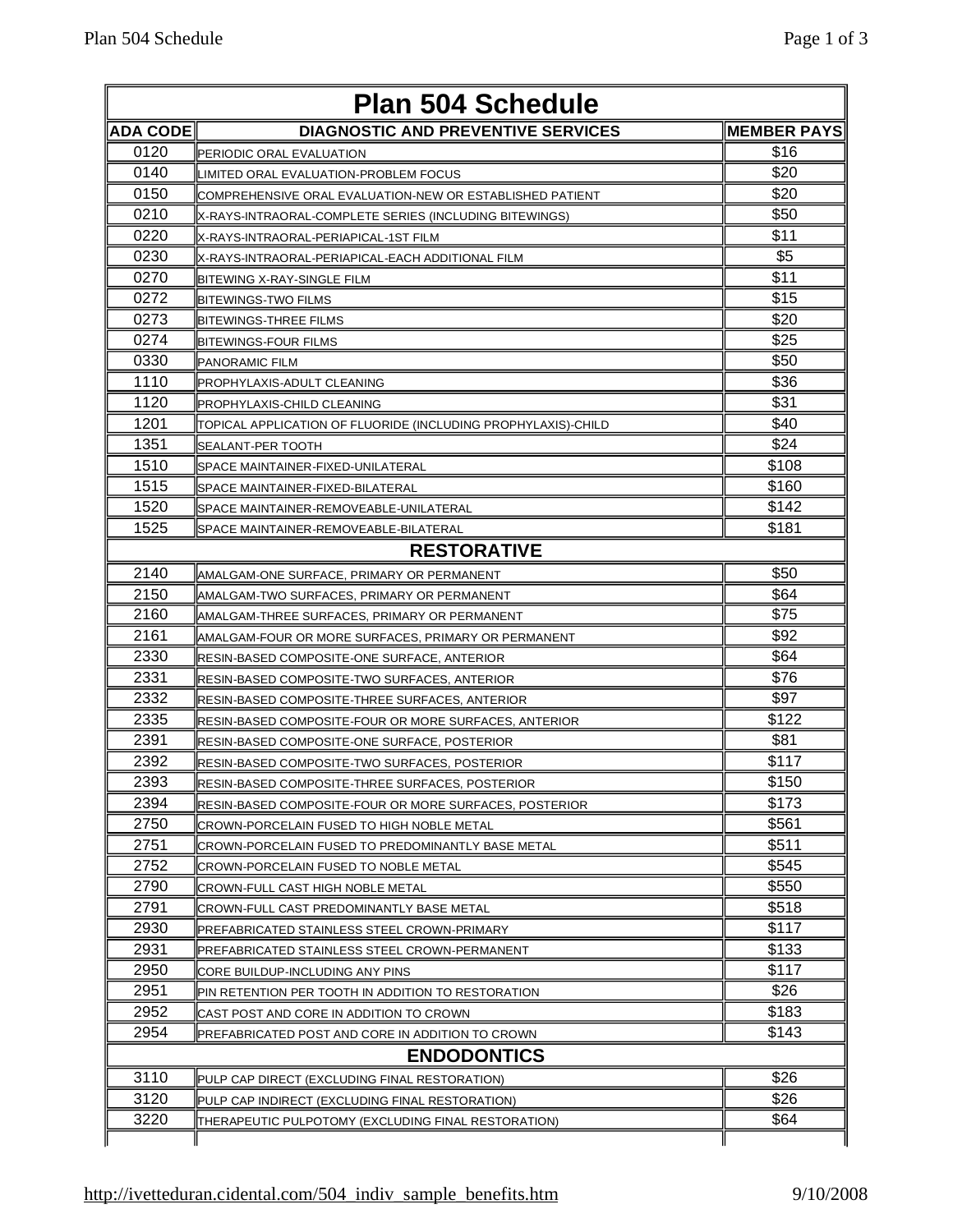# Plan 504 Schedule

| ADA CODE | DIAGNOSTIC AND PREVENTIVE SERVICES | MEMBER PAYS |
|---|---|---|
| 0120 | PERIODIC ORAL EVALUATION | $16 |
| 0140 | LIMITED ORAL EVALUATION-PROBLEM FOCUS | $20 |
| 0150 | COMPREHENSIVE ORAL EVALUATION-NEW OR ESTABLISHED PATIENT | $20 |
| 0210 | X-RAYS-INTRAORAL-COMPLETE SERIES (INCLUDING BITEWINGS) | $50 |
| 0220 | X-RAYS-INTRAORAL-PERIAPICAL-1ST FILM | $11 |
| 0230 | X-RAYS-INTRAORAL-PERIAPICAL-EACH ADDITIONAL FILM | $5 |
| 0270 | BITEWING X-RAY-SINGLE FILM | $11 |
| 0272 | BITEWINGS-TWO FILMS | $15 |
| 0273 | BITEWINGS-THREE FILMS | $20 |
| 0274 | BITEWINGS-FOUR FILMS | $25 |
| 0330 | PANORAMIC FILM | $50 |
| 1110 | PROPHYLAXIS-ADULT CLEANING | $36 |
| 1120 | PROPHYLAXIS-CHILD CLEANING | $31 |
| 1201 | TOPICAL APPLICATION OF FLUORIDE (INCLUDING PROPHYLAXIS)-CHILD | $40 |
| 1351 | SEALANT-PER TOOTH | $24 |
| 1510 | SPACE MAINTAINER-FIXED-UNILATERAL | $108 |
| 1515 | SPACE MAINTAINER-FIXED-BILATERAL | $160 |
| 1520 | SPACE MAINTAINER-REMOVEABLE-UNILATERAL | $142 |
| 1525 | SPACE MAINTAINER-REMOVEABLE-BILATERAL | $181 |
| | **RESTORATIVE** | |
| 2140 | AMALGAM-ONE SURFACE, PRIMARY OR PERMANENT | $50 |
| 2150 | AMALGAM-TWO SURFACES, PRIMARY OR PERMANENT | $64 |
| 2160 | AMALGAM-THREE SURFACES, PRIMARY OR PERMANENT | $75 |
| 2161 | AMALGAM-FOUR OR MORE SURFACES, PRIMARY OR PERMANENT | $92 |
| 2330 | RESIN-BASED COMPOSITE-ONE SURFACE, ANTERIOR | $64 |
| 2331 | RESIN-BASED COMPOSITE-TWO SURFACES, ANTERIOR | $76 |
| 2332 | RESIN-BASED COMPOSITE-THREE SURFACES, ANTERIOR | $97 |
| 2335 | RESIN-BASED COMPOSITE-FOUR OR MORE SURFACES, ANTERIOR | $122 |
| 2391 | RESIN-BASED COMPOSITE-ONE SURFACE, POSTERIOR | $81 |
| 2392 | RESIN-BASED COMPOSITE-TWO SURFACES, POSTERIOR | $117 |
| 2393 | RESIN-BASED COMPOSITE-THREE SURFACES, POSTERIOR | $150 |
| 2394 | RESIN-BASED COMPOSITE-FOUR OR MORE SURFACES, POSTERIOR | $173 |
| 2750 | CROWN-PORCELAIN FUSED TO HIGH NOBLE METAL | $561 |
| 2751 | CROWN-PORCELAIN FUSED TO PREDOMINANTLY BASE METAL | $511 |
| 2752 | CROWN-PORCELAIN FUSED TO NOBLE METAL | $545 |
| 2790 | CROWN-FULL CAST HIGH NOBLE METAL | $550 |
| 2791 | CROWN-FULL CAST PREDOMINANTLY BASE METAL | $518 |
| 2930 | PREFABRICATED STAINLESS STEEL CROWN-PRIMARY | $117 |
| 2931 | PREFABRICATED STAINLESS STEEL CROWN-PERMANENT | $133 |
| 2950 | CORE BUILDUP-INCLUDING ANY PINS | $117 |
| 2951 | PIN RETENTION PER TOOTH IN ADDITION TO RESTORATION | $26 |
| 2952 | CAST POST AND CORE IN ADDITION TO CROWN | $183 |
| 2954 | PREFABRICATED POST AND CORE IN ADDITION TO CROWN | $143 |
| | **ENDODONTICS** | |
| 3110 | PULP CAP DIRECT (EXCLUDING FINAL RESTORATION) | $26 |
| 3120 | PULP CAP INDIRECT (EXCLUDING FINAL RESTORATION) | $26 |
| 3220 | THERAPEUTIC PULPOTOMY (EXCLUDING FINAL RESTORATION) | $64 |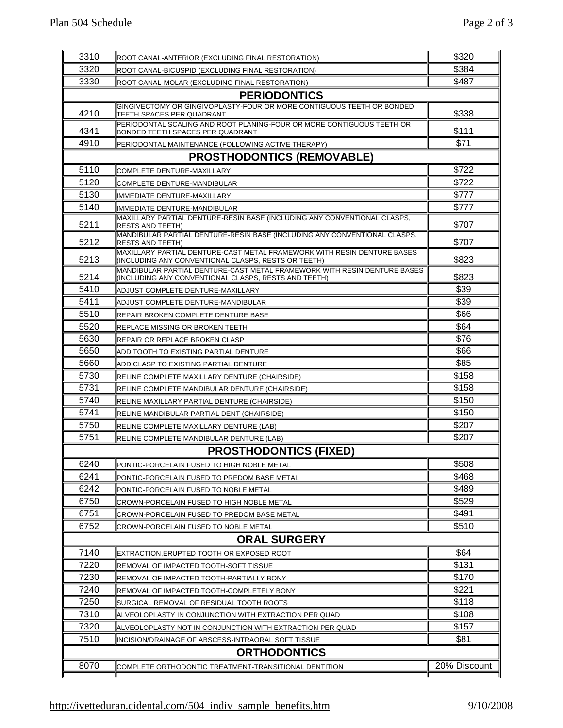| | | |
|---|---|---|
| 3310 | ROOT CANAL-ANTERIOR (EXCLUDING FINAL RESTORATION) | $320 |
| 3320 | ROOT CANAL-BICUSPID (EXCLUDING FINAL RESTORATION) | $384 |
| 3330 | ROOT CANAL-MOLAR (EXCLUDING FINAL RESTORATION) | $487 |
| **PERIODONTICS** | | |
| 4210 | GINGIVECTOMY OR GINGIVOPLASTY-FOUR OR MORE CONTIGUOUS TEETH OR BONDED TEETH SPACES PER QUADRANT | $338 |
| 4341 | PERIODONTAL SCALING AND ROOT PLANING-FOUR OR MORE CONTIGUOUS TEETH OR BONDED TEETH SPACES PER QUADRANT | $111 |
| 4910 | PERIODONTAL MAINTENANCE (FOLLOWING ACTIVE THERAPY) | $71 |
| **PROSTHODONTICS (REMOVABLE)** | | |
| 5110 | COMPLETE DENTURE-MAXILLARY | $722 |
| 5120 | COMPLETE DENTURE-MANDIBULAR | $722 |
| 5130 | IMMEDIATE DENTURE-MAXILLARY | $777 |
| 5140 | IMMEDIATE DENTURE-MANDIBULAR | $777 |
| 5211 | MAXILLARY PARTIAL DENTURE-RESIN BASE (INCLUDING ANY CONVENTIONAL CLASPS, RESTS AND TEETH) | $707 |
| 5212 | MANDIBULAR PARTIAL DENTURE-RESIN BASE (INCLUDING ANY CONVENTIONAL CLASPS, RESTS AND TEETH) | $707 |
| 5213 | MAXILLARY PARTIAL DENTURE-CAST METAL FRAMEWORK WITH RESIN DENTURE BASES (INCLUDING ANY CONVENTIONAL CLASPS, RESTS OR TEETH) | $823 |
| 5214 | MANDIBULAR PARTIAL DENTURE-CAST METAL FRAMEWORK WITH RESIN DENTURE BASES (INCLUDING ANY CONVENTIONAL CLASPS, RESTS AND TEETH) | $823 |
| 5410 | ADJUST COMPLETE DENTURE-MAXILLARY | $39 |
| 5411 | ADJUST COMPLETE DENTURE-MANDIBULAR | $39 |
| 5510 | REPAIR BROKEN COMPLETE DENTURE BASE | $66 |
| 5520 | REPLACE MISSING OR BROKEN TEETH | $64 |
| 5630 | REPAIR OR REPLACE BROKEN CLASP | $76 |
| 5650 | ADD TOOTH TO EXISTING PARTIAL DENTURE | $66 |
| 5660 | ADD CLASP TO EXISTING PARTIAL DENTURE | $85 |
| 5730 | RELINE COMPLETE MAXILLARY DENTURE (CHAIRSIDE) | $158 |
| 5731 | RELINE COMPLETE MANDIBULAR DENTURE (CHAIRSIDE) | $158 |
| 5740 | RELINE MAXILLARY PARTIAL DENTURE (CHAIRSIDE) | $150 |
| 5741 | RELINE MANDIBULAR PARTIAL DENT (CHAIRSIDE) | $150 |
| 5750 | RELINE COMPLETE MAXILLARY DENTURE (LAB) | $207 |
| 5751 | RELINE COMPLETE MANDIBULAR DENTURE (LAB) | $207 |
| **PROSTHODONTICS (FIXED)** | | |
| 6240 | PONTIC-PORCELAIN FUSED TO HIGH NOBLE METAL | $508 |
| 6241 | PONTIC-PORCELAIN FUSED TO PREDOM BASE METAL | $468 |
| 6242 | PONTIC-PORCELAIN FUSED TO NOBLE METAL | $489 |
| 6750 | CROWN-PORCELAIN FUSED TO HIGH NOBLE METAL | $529 |
| 6751 | CROWN-PORCELAIN FUSED TO PREDOM BASE METAL | $491 |
| 6752 | CROWN-PORCELAIN FUSED TO NOBLE METAL | $510 |
| **ORAL SURGERY** | | |
| 7140 | EXTRACTION,ERUPTED TOOTH OR EXPOSED ROOT | $64 |
| 7220 | REMOVAL OF IMPACTED TOOTH-SOFT TISSUE | $131 |
| 7230 | REMOVAL OF IMPACTED TOOTH-PARTIALLY BONY | $170 |
| 7240 | REMOVAL OF IMPACTED TOOTH-COMPLETELY BONY | $221 |
| 7250 | SURGICAL REMOVAL OF RESIDUAL TOOTH ROOTS | $118 |
| 7310 | ALVEOLOPLASTY IN CONJUNCTION WITH EXTRACTION PER QUAD | $108 |
| 7320 | ALVEOLOPLASTY NOT IN CONJUNCTION WITH EXTRACTION PER QUAD | $157 |
| 7510 | INCISION/DRAINAGE OF ABSCESS-INTRAORAL SOFT TISSUE | $81 |
| **ORTHODONTICS** | | |
| 8070 | COMPLETE ORTHODONTIC TREATMENT-TRANSITIONAL DENTITION | 20% Discount |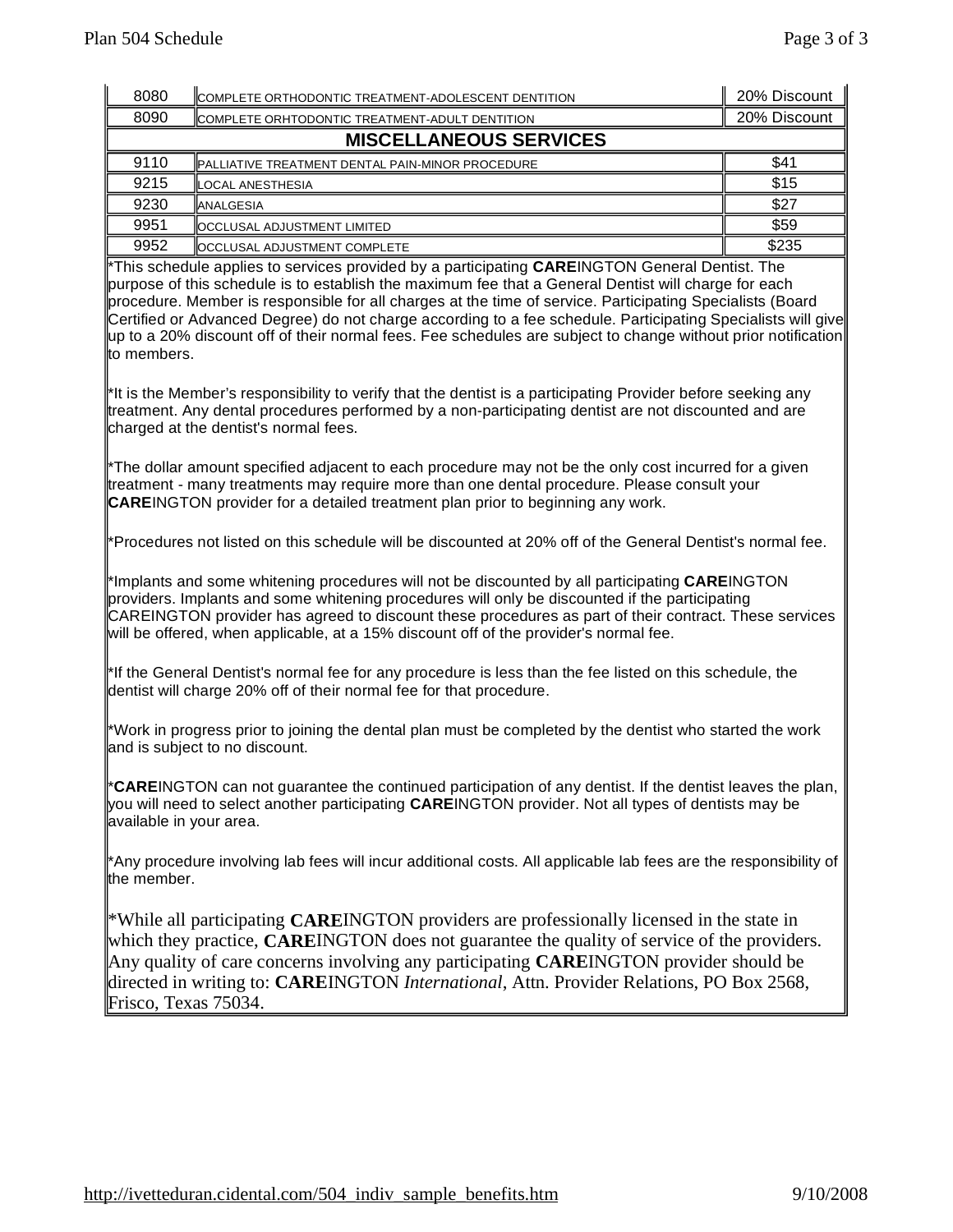| | | |
|---|---|---|
| 8080 | COMPLETE ORTHODONTIC TREATMENT-ADOLESCENT DENTITION | 20% Discount |
| 8090 | COMPLETE ORHTODONTIC TREATMENT-ADULT DENTITION | 20% Discount |
| **MISCELLANEOUS SERVICES** | | |
| 9110 | PALLIATIVE TREATMENT DENTAL PAIN-MINOR PROCEDURE | $41 |
| 9215 | LOCAL ANESTHESIA | $15 |
| 9230 | ANALGESIA | $27 |
| 9951 | OCCLUSAL ADJUSTMENT LIMITED | $59 |
| 9952 | OCCLUSAL ADJUSTMENT COMPLETE | $235 |

*This schedule applies to services provided by a participating **CARE**INGTON General Dentist. The purpose of this schedule is to establish the maximum fee that a General Dentist will charge for each procedure. Member is responsible for all charges at the time of service. Participating Specialists (Board Certified or Advanced Degree) do not charge according to a fee schedule. Participating Specialists will give up to a 20% discount off of their normal fees. Fee schedules are subject to change without prior notification to members.

*It is the Member's responsibility to verify that the dentist is a participating Provider before seeking any treatment. Any dental procedures performed by a non-participating dentist are not discounted and are charged at the dentist's normal fees.

*The dollar amount specified adjacent to each procedure may not be the only cost incurred for a given treatment - many treatments may require more than one dental procedure. Please consult your **CARE**INGTON provider for a detailed treatment plan prior to beginning any work.

*Procedures not listed on this schedule will be discounted at 20% off of the General Dentist's normal fee.

*Implants and some whitening procedures will not be discounted by all participating **CARE**INGTON providers. Implants and some whitening procedures will only be discounted if the participating CAREINGTON provider has agreed to discount these procedures as part of their contract. These services will be offered, when applicable, at a 15% discount off of the provider's normal fee.

*If the General Dentist's normal fee for any procedure is less than the fee listed on this schedule, the dentist will charge 20% off of their normal fee for that procedure.

*Work in progress prior to joining the dental plan must be completed by the dentist who started the work and is subject to no discount.

***CARE**INGTON can not guarantee the continued participation of any dentist. If the dentist leaves the plan, you will need to select another participating **CARE**INGTON provider. Not all types of dentists may be available in your area.

*Any procedure involving lab fees will incur additional costs. All applicable lab fees are the responsibility of the member.

*While all participating **CARE**INGTON providers are professionally licensed in the state in which they practice, **CARE**INGTON does not guarantee the quality of service of the providers. Any quality of care concerns involving any participating **CARE**INGTON provider should be directed in writing to: **CARE**INGTON *International*, Attn. Provider Relations, PO Box 2568, Frisco, Texas 75034.